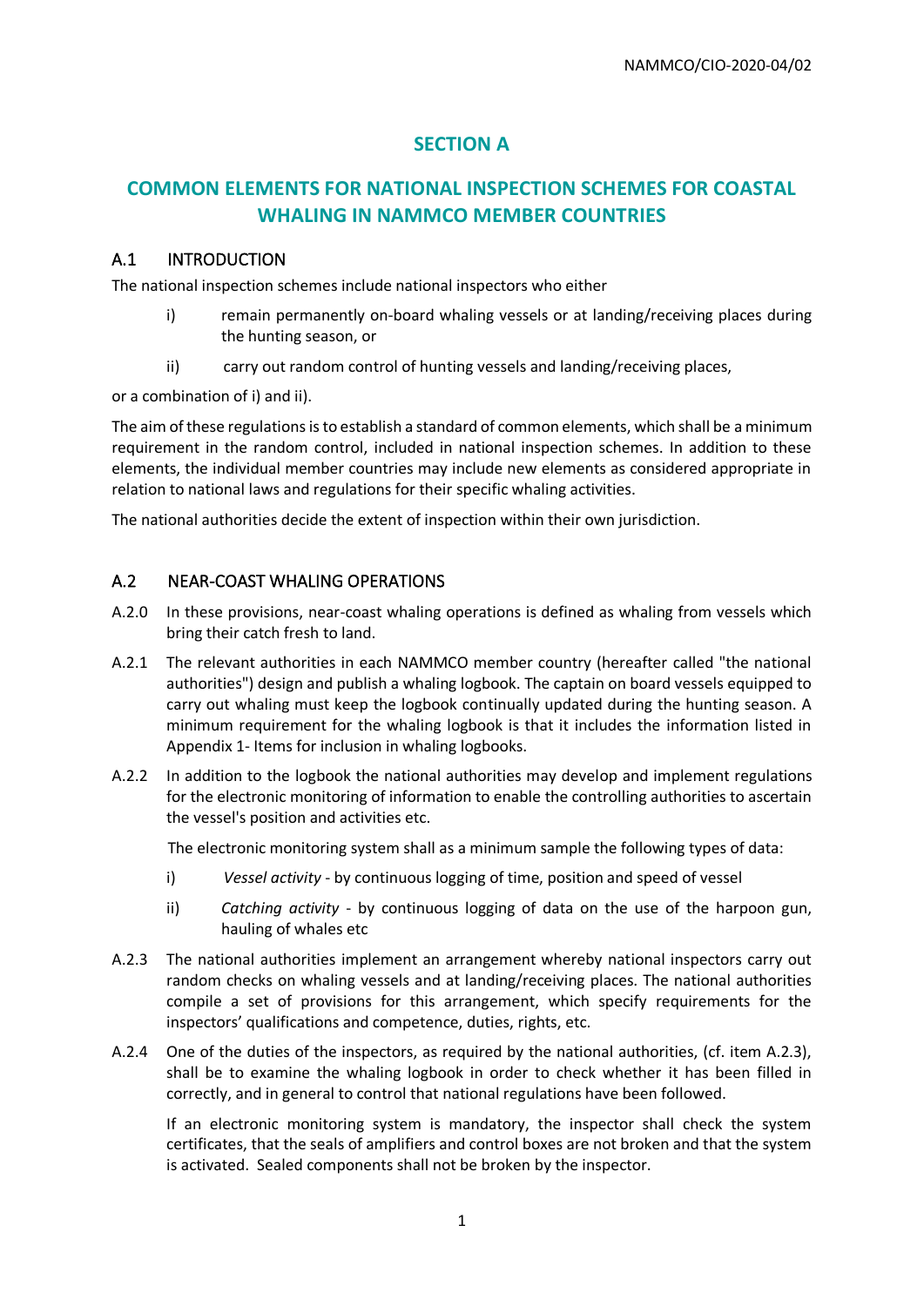# SECTION A

# COMMON ELEMENTS FOR NATIONAL INSPECTION SCHEMES FOR COASTAL WHALING IN NAMMCO MEMBER COUNTRIES

## A.1 INTRODUCTION

The national inspection schemes include national inspectors who either

i) remain permanently on-board whaling vessels or at landing/receiving places during the hunting season, or

ii) carry out random control of hunting vessels and landing/receiving places,

or a combination of i) and ii).

The aim of these regulations is to establish a standard of common elements, which shall be a minimum requirement in the random control, included in national inspection schemes. In addition to these elements, the individual member countries may include new elements as considered appropriate in relation to national laws and regulations for their specific whaling activities.

The national authorities decide the extent of inspection within their own jurisdiction.

## A.2 NEAR-COAST WHALING OPERATIONS

A.2.0 In these provisions, near-coast whaling operations is defined as whaling from vessels which bring their catch fresh to land.

A.2.1 The relevant authorities in each NAMMCO member country (hereafter called "the national authorities") design and publish a whaling logbook. The captain on board vessels equipped to carry out whaling must keep the logbook continually updated during the hunting season. A minimum requirement for the whaling logbook is that it includes the information listed in Appendix 1- Items for inclusion in whaling logbooks.

A.2.2 In addition to the logbook the national authorities may develop and implement regulations for the electronic monitoring of information to enable the controlling authorities to ascertain the vessel's position and activities etc.

The electronic monitoring system shall as a minimum sample the following types of data:

i) *Vessel activity* - by continuous logging of time, position and speed of vessel

ii) *Catching activity* - by continuous logging of data on the use of the harpoon gun, hauling of whales etc

A.2.3 The national authorities implement an arrangement whereby national inspectors carry out random checks on whaling vessels and at landing/receiving places. The national authorities compile a set of provisions for this arrangement, which specify requirements for the inspectors' qualifications and competence, duties, rights, etc.

A.2.4 One of the duties of the inspectors, as required by the national authorities, (cf. item A.2.3), shall be to examine the whaling logbook in order to check whether it has been filled in correctly, and in general to control that national regulations have been followed.

If an electronic monitoring system is mandatory, the inspector shall check the system certificates, that the seals of amplifiers and control boxes are not broken and that the system is activated. Sealed components shall not be broken by the inspector.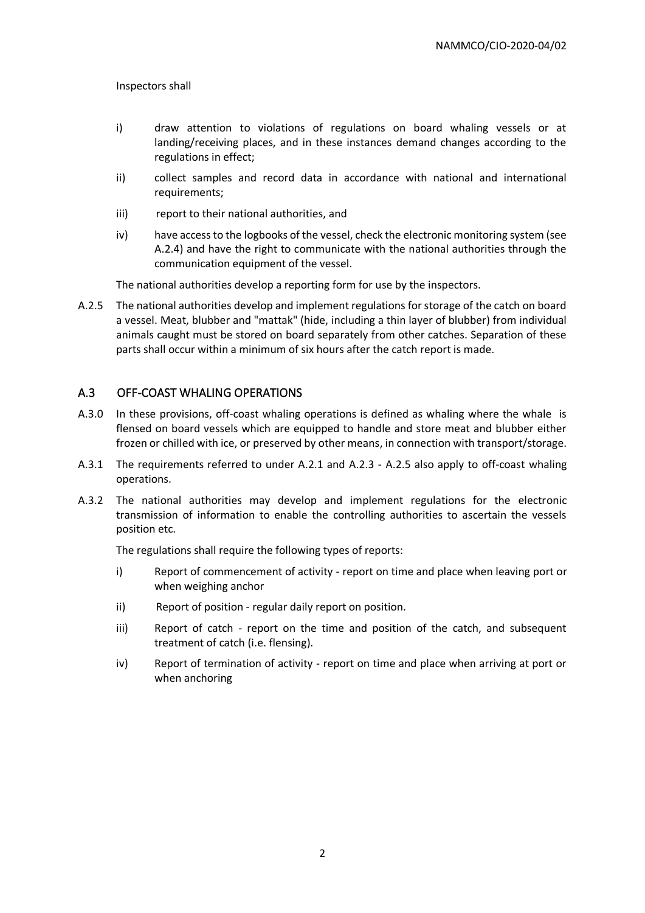Inspectors shall

- i) draw attention to violations of regulations on board whaling vessels or at landing/receiving places, and in these instances demand changes according to the regulations in effect;
- ii) collect samples and record data in accordance with national and international requirements;
- iii) report to their national authorities, and
- iv) have access to the logbooks of the vessel, check the electronic monitoring system (see A.2.4) and have the right to communicate with the national authorities through the communication equipment of the vessel.

The national authorities develop a reporting form for use by the inspectors.

A.2.5 The national authorities develop and implement regulations for storage of the catch on board a vessel. Meat, blubber and "mattak" (hide, including a thin layer of blubber) from individual animals caught must be stored on board separately from other catches. Separation of these parts shall occur within a minimum of six hours after the catch report is made.

## A.3 OFF-COAST WHALING OPERATIONS

A.3.0 In these provisions, off-coast whaling operations is defined as whaling where the whale is flensed on board vessels which are equipped to handle and store meat and blubber either frozen or chilled with ice, or preserved by other means, in connection with transport/storage.

A.3.1 The requirements referred to under A.2.1 and A.2.3 - A.2.5 also apply to off-coast whaling operations.

A.3.2 The national authorities may develop and implement regulations for the electronic transmission of information to enable the controlling authorities to ascertain the vessels position etc.

The regulations shall require the following types of reports:

- i) Report of commencement of activity - report on time and place when leaving port or when weighing anchor
- ii) Report of position - regular daily report on position.
- iii) Report of catch - report on the time and position of the catch, and subsequent treatment of catch (i.e. flensing).
- iv) Report of termination of activity - report on time and place when arriving at port or when anchoring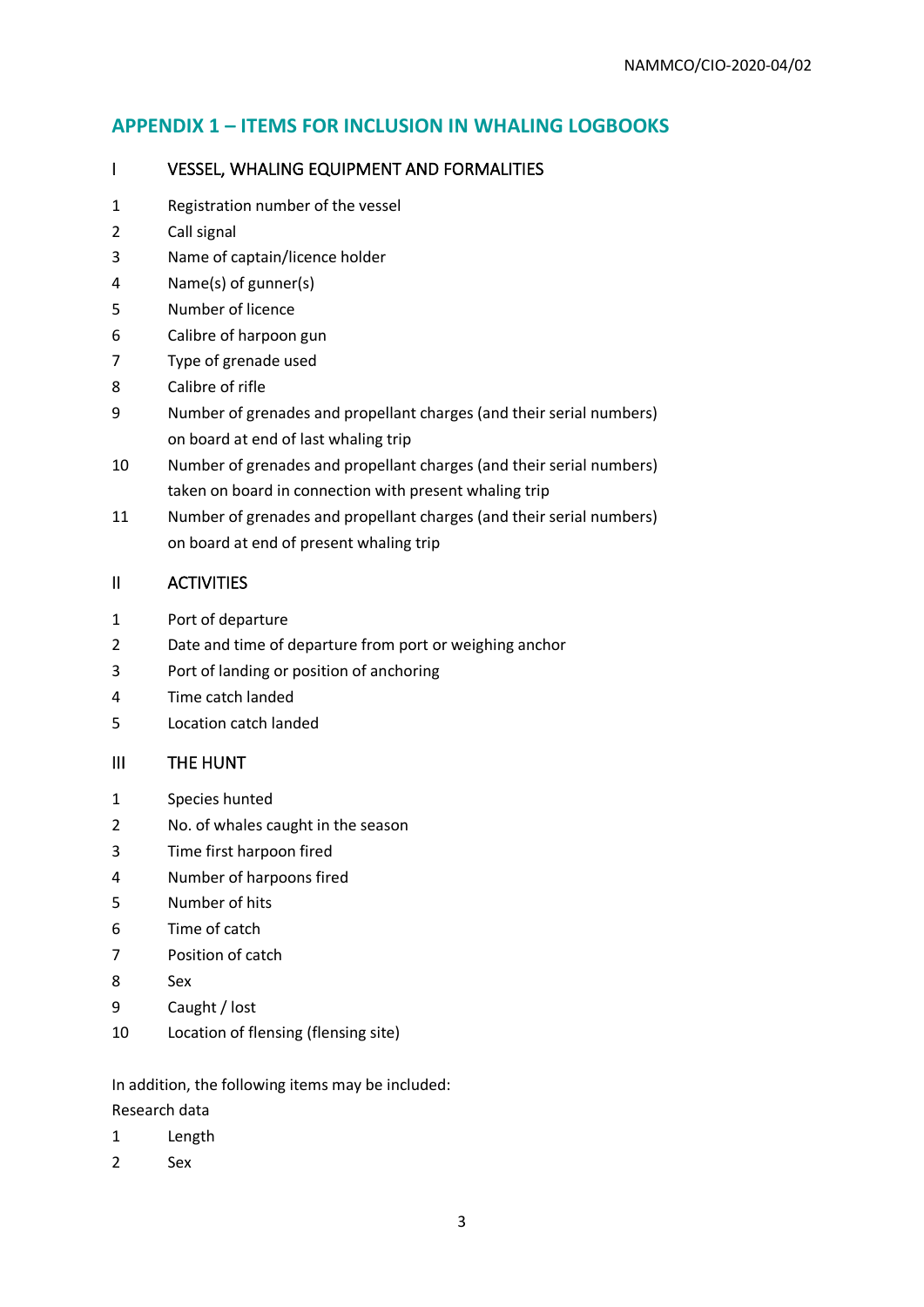## APPENDIX 1 – ITEMS FOR INCLUSION IN WHALING LOGBOOKS

### I VESSEL, WHALING EQUIPMENT AND FORMALITIES

1. Registration number of the vessel
2. Call signal
3. Name of captain/licence holder
4. Name(s) of gunner(s)
5. Number of licence
6. Calibre of harpoon gun
7. Type of grenade used
8. Calibre of rifle
9. Number of grenades and propellant charges (and their serial numbers) on board at end of last whaling trip
10. Number of grenades and propellant charges (and their serial numbers) taken on board in connection with present whaling trip
11. Number of grenades and propellant charges (and their serial numbers) on board at end of present whaling trip

### II ACTIVITIES

1. Port of departure
2. Date and time of departure from port or weighing anchor
3. Port of landing or position of anchoring
4. Time catch landed
5. Location catch landed

### III THE HUNT

1. Species hunted
2. No. of whales caught in the season
3. Time first harpoon fired
4. Number of harpoons fired
5. Number of hits
6. Time of catch
7. Position of catch
8. Sex
9. Caught / lost
10. Location of flensing (flensing site)

In addition, the following items may be included:

Research data

1. Length
2. Sex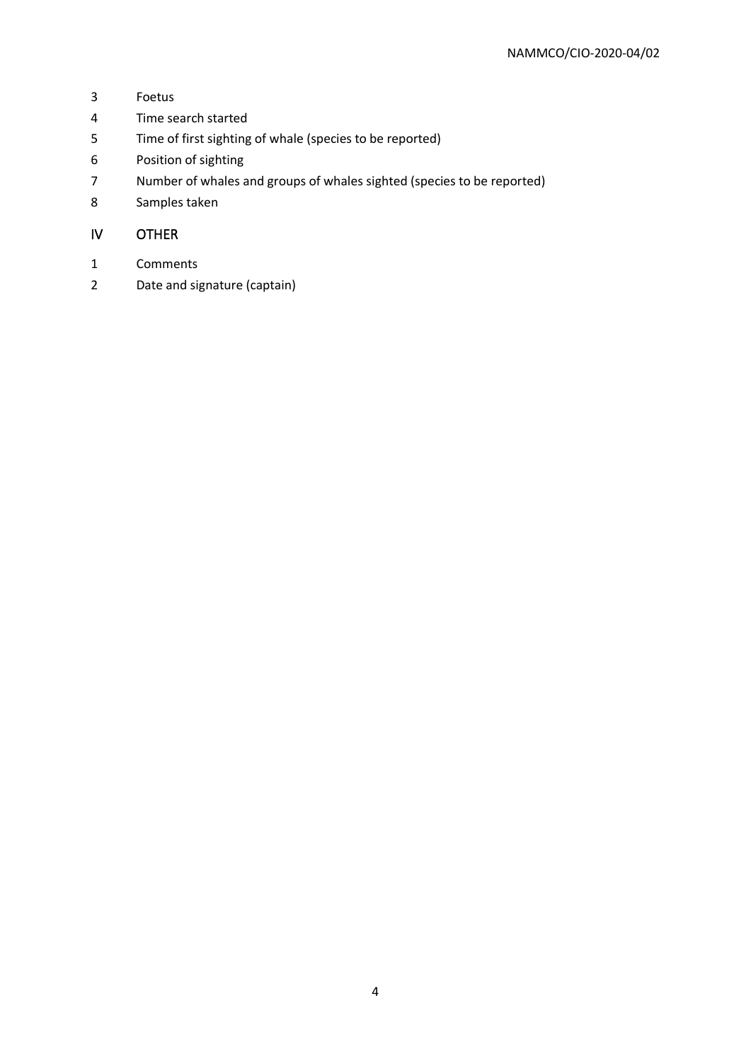3 Foetus

4 Time search started

5 Time of first sighting of whale (species to be reported)

6 Position of sighting

7 Number of whales and groups of whales sighted (species to be reported)

8 Samples taken

## IV OTHER

1 Comments

2 Date and signature (captain)